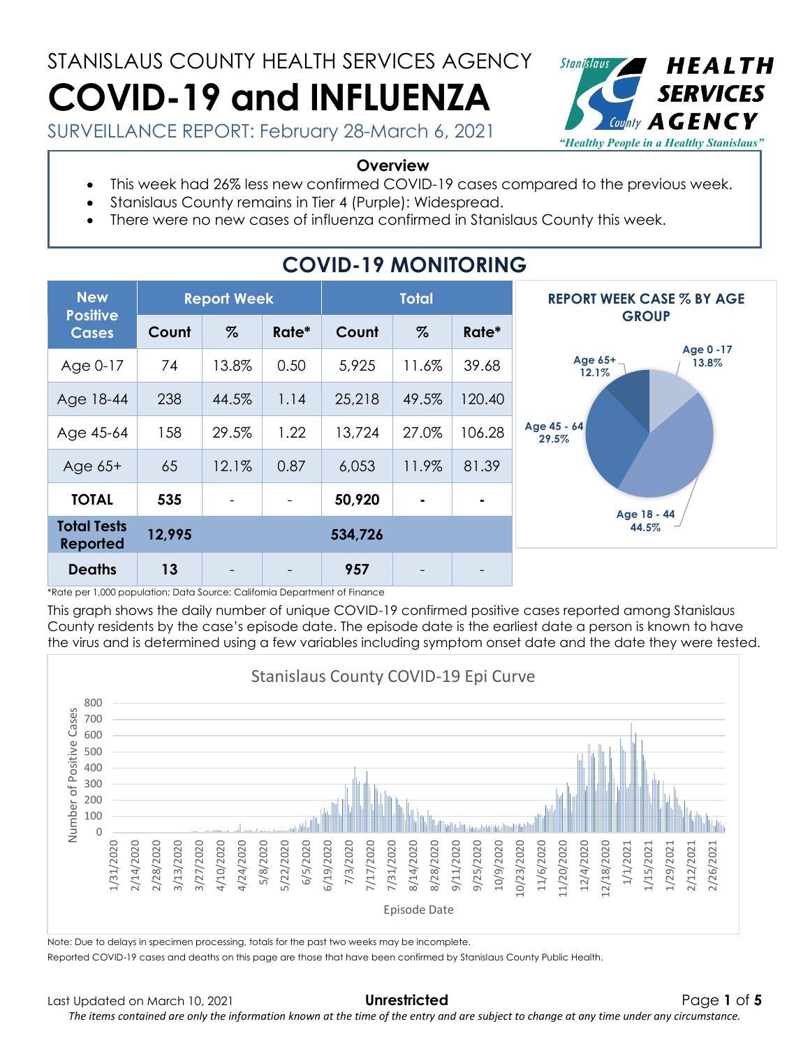STANISLAUS COUNTY HEALTH SERVICES AGENCY

# COVID-19 and INFLUENZA

SURVEILLANCE REPORT: February 28-March 6, 2021

**Overview**

- This week had 26% less new confirmed COVID-19 cases compared to the previous week.
- Stanislaus County remains in Tier 4 (Purple): Widespread.
- There were no new cases of influenza confirmed in Stanislaus County this week.

## COVID-19 MONITORING

| New Positive Cases | Report Week | | | Total | | |
|---|---|---|---|---|---|---|
| | Count | % | Rate* | Count | % | Rate* |
| Age 0-17 | 74 | 13.8% | 0.50 | 5,925 | 11.6% | 39.68 |
| Age 18-44 | 238 | 44.5% | 1.14 | 25,218 | 49.5% | 120.40 |
| Age 45-64 | 158 | 29.5% | 1.22 | 13,724 | 27.0% | 106.28 |
| Age 65+ | 65 | 12.1% | 0.87 | 6,053 | 11.9% | 81.39 |
| **TOTAL** | **535** | - | - | **50,920** | **-** | **-** |
| **Total Tests Reported** | **12,995** | | | **534,726** | | |
| **Deaths** | **13** | - | - | **957** | - | - |

*Rate per 1,000 population; Data Source: California Department of Finance

**REPORT WEEK CASE % BY AGE GROUP**

Age 0-17: 13.8%; Age 18-44: 44.5%; Age 45-64: 29.5%; Age 65+: 12.1%

This graph shows the daily number of unique COVID-19 confirmed positive cases reported among Stanislaus County residents by the case's episode date. The episode date is the earliest date a person is known to have the virus and is determined using a few variables including symptom onset date and the date they were tested.

**Stanislaus County COVID-19 Epi Curve**

(Y-axis: Number of Positive Cases, 0–800; X-axis: Episode Date, 1/31/2020–2/26/2021)

Note: Due to delays in specimen processing, totals for the past two weeks may be incomplete.

Reported COVID-19 cases and deaths on this page are those that have been confirmed by Stanislaus County Public Health.

Last Updated on March 10, 2021

**Unrestricted**

*The items contained are only the information known at the time of the entry and are subject to change at any time under any circumstance.*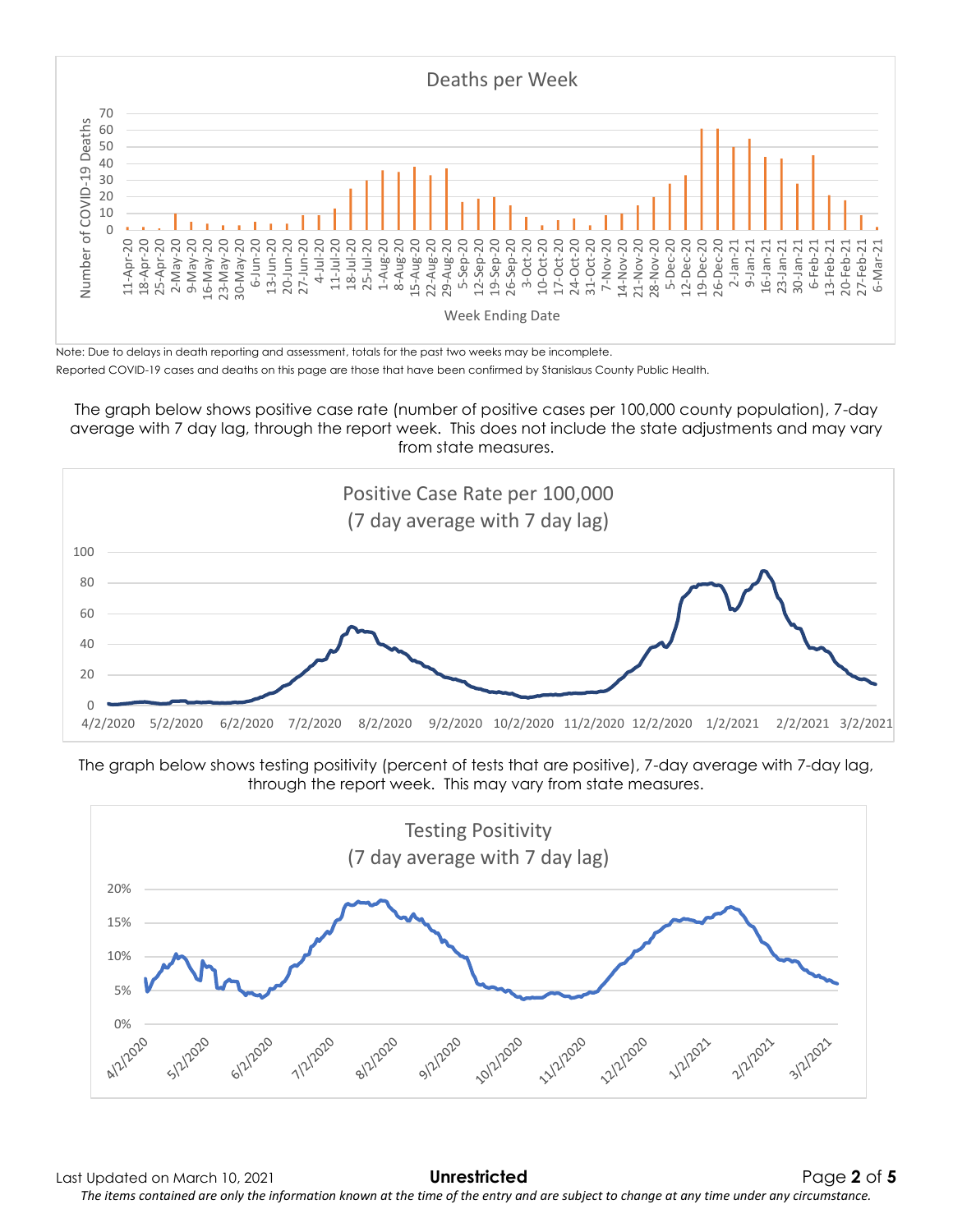## Deaths per Week

Number of COVID-19 Deaths by Week Ending Date (11-Apr-20 through 6-Mar-21)

Note: Due to delays in death reporting and assessment, totals for the past two weeks may be incomplete.

Reported COVID-19 cases and deaths on this page are those that have been confirmed by Stanislaus County Public Health.

The graph below shows positive case rate (number of positive cases per 100,000 county population), 7-day average with 7 day lag, through the report week. This does not include the state adjustments and may vary from state measures.

## Positive Case Rate per 100,000 (7 day average with 7 day lag)

The graph below shows testing positivity (percent of tests that are positive), 7-day average with 7-day lag, through the report week. This may vary from state measures.

## Testing Positivity (7 day average with 7 day lag)

Last Updated on March 10, 2021

**Unrestricted**

*The items contained are only the information known at the time of the entry and are subject to change at any time under any circumstance.*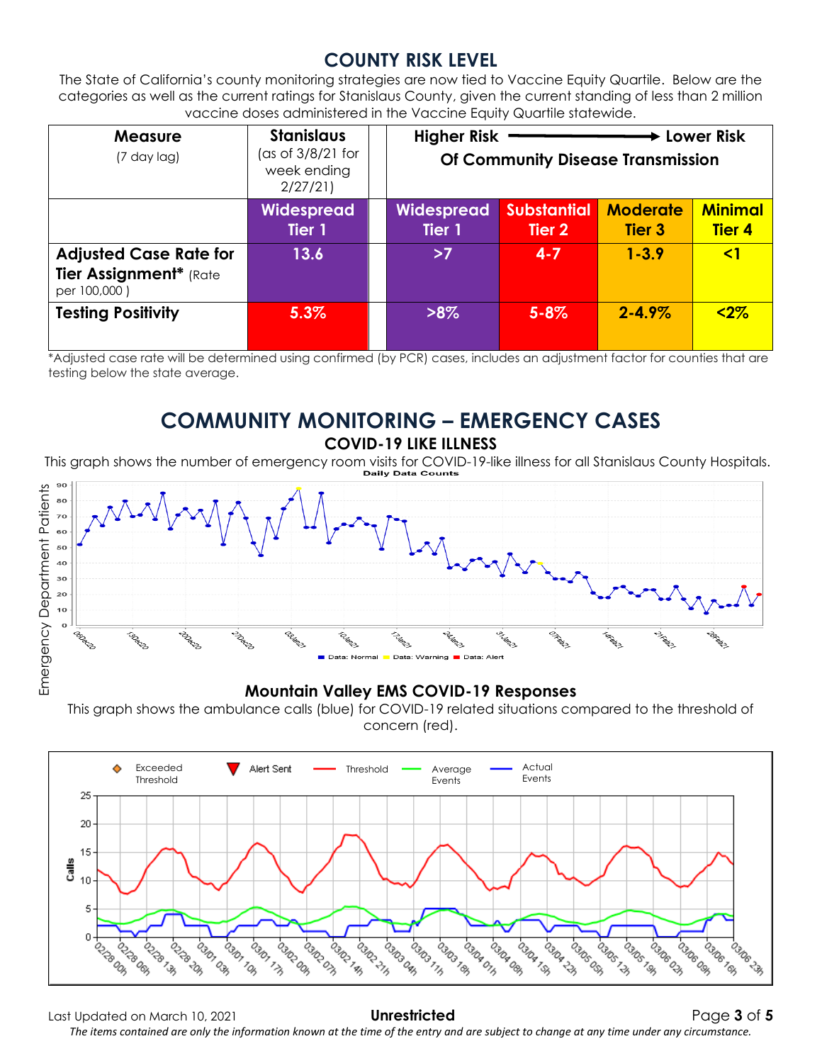# COUNTY RISK LEVEL

The State of California's county monitoring strategies are now tied to Vaccine Equity Quartile. Below are the categories as well as the current ratings for Stanislaus County, given the current standing of less than 2 million vaccine doses administered in the Vaccine Equity Quartile statewide.

| Measure (7 day lag) | Stanislaus (as of 3/8/21 for week ending 2/27/21) | | Higher Risk → Lower Risk Of Community Disease Transmission | | | |
|---|---|---|---|---|---|---|
| | Widespread Tier 1 | | Widespread Tier 1 | Substantial Tier 2 | Moderate Tier 3 | Minimal Tier 4 |
| **Adjusted Case Rate for Tier Assignment*** (Rate per 100,000 ) | 13.6 | | >7 | 4-7 | 1-3.9 | <1 |
| **Testing Positivity** | 5.3% | | >8% | 5-8% | 2-4.9% | <2% |

*Adjusted case rate will be determined using confirmed (by PCR) cases, includes an adjustment factor for counties that are testing below the state average.

# COMMUNITY MONITORING – EMERGENCY CASES

## COVID-19 LIKE ILLNESS

This graph shows the number of emergency room visits for COVID-19-like illness for all Stanislaus County Hospitals.

## Mountain Valley EMS COVID-19 Responses

This graph shows the ambulance calls (blue) for COVID-19 related situations compared to the threshold of concern (red).

Last Updated on March 10, 2021 **Unrestricted**

*The items contained are only the information known at the time of the entry and are subject to change at any time under any circumstance.*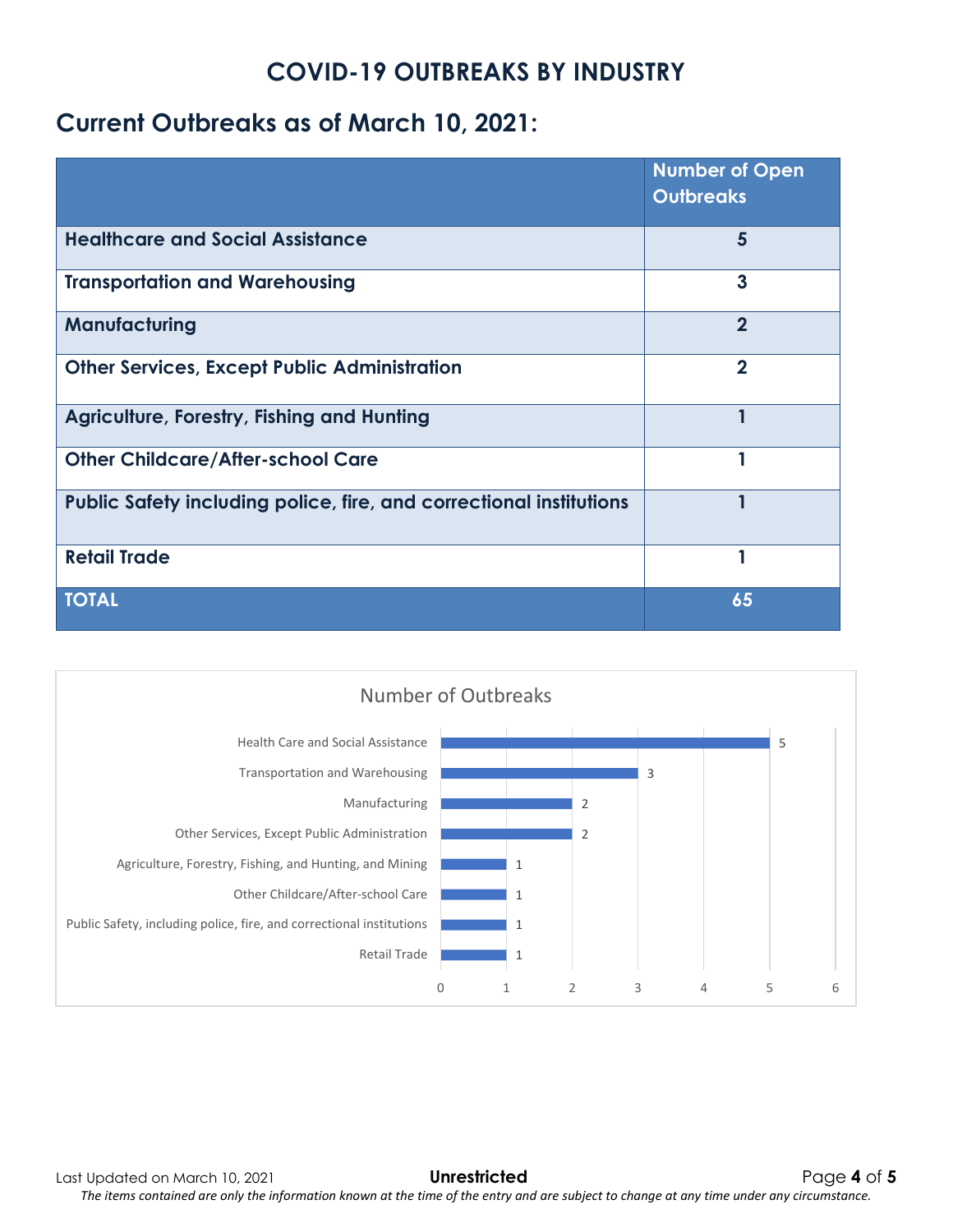# COVID-19 OUTBREAKS BY INDUSTRY

## Current Outbreaks as of March 10, 2021:

| | Number of Open Outbreaks |
|---|---|
| **Healthcare and Social Assistance** | **5** |
| **Transportation and Warehousing** | **3** |
| **Manufacturing** | **2** |
| **Other Services, Except Public Administration** | **2** |
| **Agriculture, Forestry, Fishing and Hunting** | **1** |
| **Other Childcare/After-school Care** | **1** |
| **Public Safety including police, fire, and correctional institutions** | **1** |
| **Retail Trade** | **1** |
| **TOTAL** | **65** |

Number of Outbreaks

| Industry | Number of Outbreaks |
|---|---|
| Health Care and Social Assistance | 5 |
| Transportation and Warehousing | 3 |
| Manufacturing | 2 |
| Other Services, Except Public Administration | 2 |
| Agriculture, Forestry, Fishing, and Hunting, and Mining | 1 |
| Other Childcare/After-school Care | 1 |
| Public Safety, including police, fire, and correctional institutions | 1 |
| Retail Trade | 1 |

Last Updated on March 10, 2021 **Unrestricted**

*The items contained are only the information known at the time of the entry and are subject to change at any time under any circumstance.*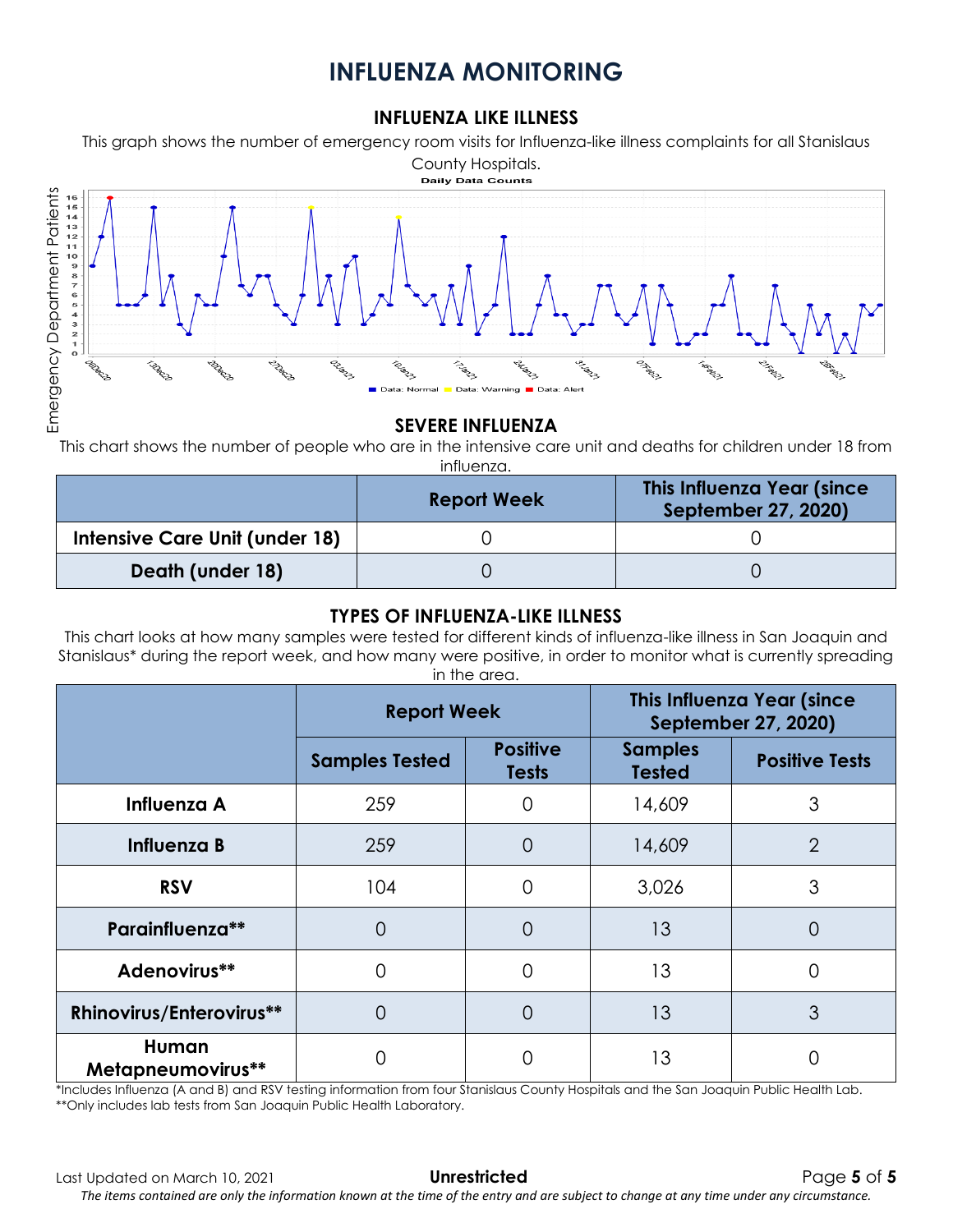# INFLUENZA MONITORING

## INFLUENZA LIKE ILLNESS

This graph shows the number of emergency room visits for Influenza-like illness complaints for all Stanislaus County Hospitals.

Daily Data Counts

Emergency Department Patients

0 1 2 3 4 5 6 7 8 9 10 11 12 13 14 15 16

06Dec20 13Dec20 20Dec20 27Dec20 03Jan21 10Jan21 17Jan21 24Jan21 31Jan21 07Feb21 14Feb21 21Feb21 28Feb21

Data: Normal Data: Warning Data: Alert

## SEVERE INFLUENZA

This chart shows the number of people who are in the intensive care unit and deaths for children under 18 from influenza.

| | Report Week | This Influenza Year (since September 27, 2020) |
|---|---|---|
| **Intensive Care Unit (under 18)** | 0 | 0 |
| **Death (under 18)** | 0 | 0 |

## TYPES OF INFLUENZA-LIKE ILLNESS

This chart looks at how many samples were tested for different kinds of influenza-like illness in San Joaquin and Stanislaus* during the report week, and how many were positive, in order to monitor what is currently spreading in the area.

| | Report Week | | This Influenza Year (since September 27, 2020) | |
|---|---|---|---|---|
| | **Samples Tested** | **Positive Tests** | **Samples Tested** | **Positive Tests** |
| **Influenza A** | 259 | 0 | 14,609 | 3 |
| **Influenza B** | 259 | 0 | 14,609 | 2 |
| **RSV** | 104 | 0 | 3,026 | 3 |
| **Parainfluenza**** | 0 | 0 | 13 | 0 |
| **Adenovirus**** | 0 | 0 | 13 | 0 |
| **Rhinovirus/Enterovirus**** | 0 | 0 | 13 | 3 |
| **Human Metapneumovirus**** | 0 | 0 | 13 | 0 |

*Includes Influenza (A and B) and RSV testing information from four Stanislaus County Hospitals and the San Joaquin Public Health Lab.
**Only includes lab tests from San Joaquin Public Health Laboratory.

Last Updated on March 10, 2021 **Unrestricted**

*The items contained are only the information known at the time of the entry and are subject to change at any time under any circumstance.*